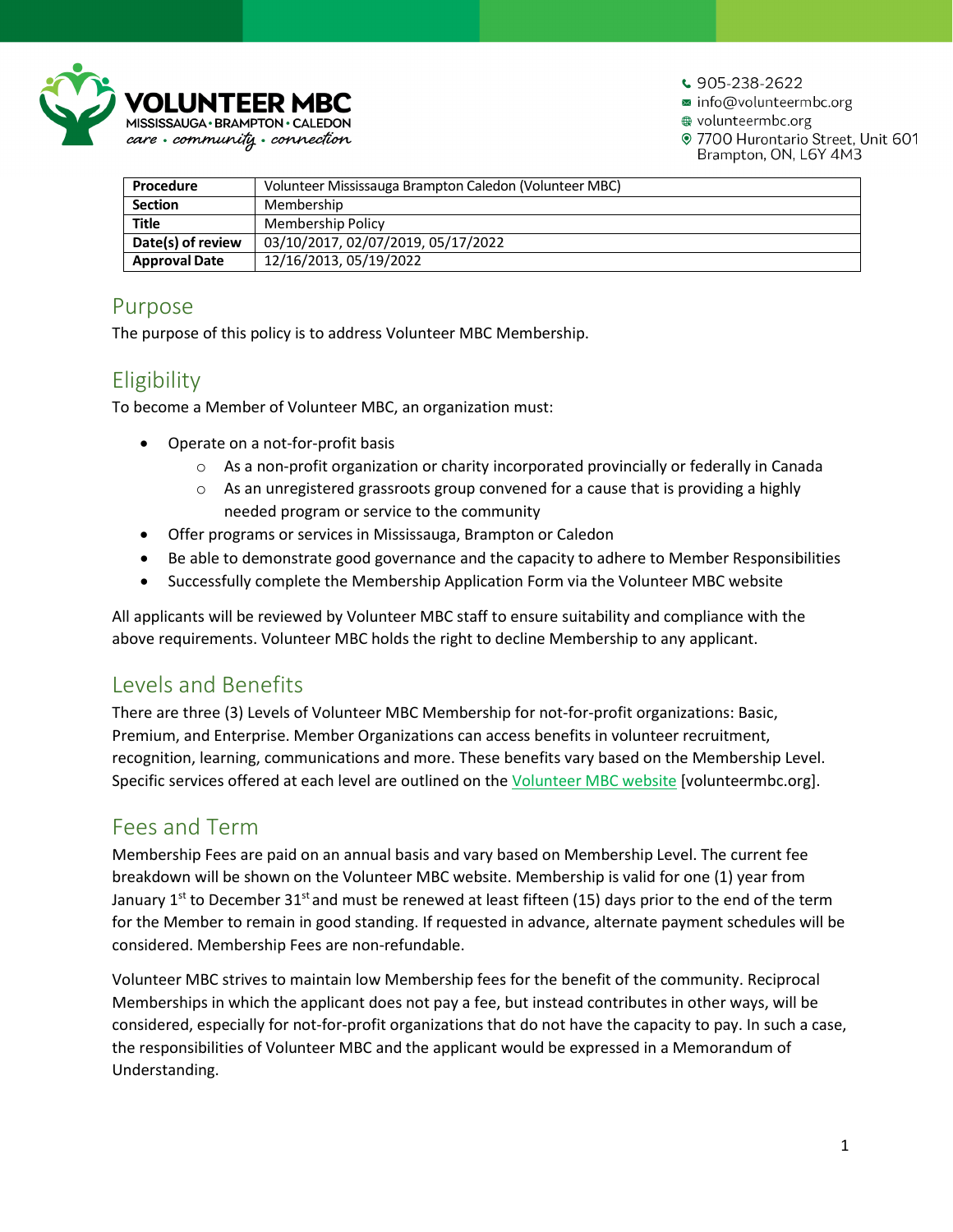VOLUNTEER MBC
MISSISSAUGA • BRAMPTON • CALEDON
care • community • connection

905-238-2622
info@volunteermbc.org
volunteermbc.org
7700 Hurontario Street, Unit 601
Brampton, ON, L6Y 4M3

| Procedure | Volunteer Mississauga Brampton Caledon (Volunteer MBC) |
|---|---|
| Section | Membership |
| Title | Membership Policy |
| Date(s) of review | 03/10/2017, 02/07/2019, 05/17/2022 |
| Approval Date | 12/16/2013, 05/19/2022 |

## Purpose

The purpose of this policy is to address Volunteer MBC Membership.

## Eligibility

To become a Member of Volunteer MBC, an organization must:

- Operate on a not-for-profit basis
  - As a non-profit organization or charity incorporated provincially or federally in Canada
  - As an unregistered grassroots group convened for a cause that is providing a highly needed program or service to the community
- Offer programs or services in Mississauga, Brampton or Caledon
- Be able to demonstrate good governance and the capacity to adhere to Member Responsibilities
- Successfully complete the Membership Application Form via the Volunteer MBC website

All applicants will be reviewed by Volunteer MBC staff to ensure suitability and compliance with the above requirements. Volunteer MBC holds the right to decline Membership to any applicant.

## Levels and Benefits

There are three (3) Levels of Volunteer MBC Membership for not-for-profit organizations: Basic, Premium, and Enterprise. Member Organizations can access benefits in volunteer recruitment, recognition, learning, communications and more. These benefits vary based on the Membership Level. Specific services offered at each level are outlined on the Volunteer MBC website [volunteermbc.org].

## Fees and Term

Membership Fees are paid on an annual basis and vary based on Membership Level. The current fee breakdown will be shown on the Volunteer MBC website. Membership is valid for one (1) year from January 1st to December 31st and must be renewed at least fifteen (15) days prior to the end of the term for the Member to remain in good standing. If requested in advance, alternate payment schedules will be considered. Membership Fees are non-refundable.

Volunteer MBC strives to maintain low Membership fees for the benefit of the community. Reciprocal Memberships in which the applicant does not pay a fee, but instead contributes in other ways, will be considered, especially for not-for-profit organizations that do not have the capacity to pay. In such a case, the responsibilities of Volunteer MBC and the applicant would be expressed in a Memorandum of Understanding.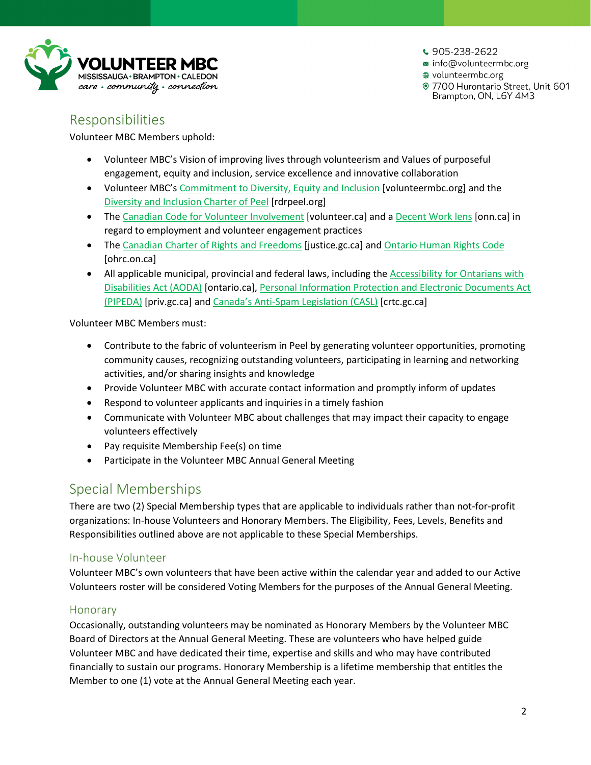## Responsibilities

Volunteer MBC Members uphold:

- Volunteer MBC's Vision of improving lives through volunteerism and Values of purposeful engagement, equity and inclusion, service excellence and innovative collaboration
- Volunteer MBC's Commitment to Diversity, Equity and Inclusion [volunteermbc.org] and the Diversity and Inclusion Charter of Peel [rdrpeel.org]
- The Canadian Code for Volunteer Involvement [volunteer.ca] and a Decent Work lens [onn.ca] in regard to employment and volunteer engagement practices
- The Canadian Charter of Rights and Freedoms [justice.gc.ca] and Ontario Human Rights Code [ohrc.on.ca]
- All applicable municipal, provincial and federal laws, including the Accessibility for Ontarians with Disabilities Act (AODA) [ontario.ca], Personal Information Protection and Electronic Documents Act (PIPEDA) [priv.gc.ca] and Canada's Anti-Spam Legislation (CASL) [crtc.gc.ca]

Volunteer MBC Members must:

- Contribute to the fabric of volunteerism in Peel by generating volunteer opportunities, promoting community causes, recognizing outstanding volunteers, participating in learning and networking activities, and/or sharing insights and knowledge
- Provide Volunteer MBC with accurate contact information and promptly inform of updates
- Respond to volunteer applicants and inquiries in a timely fashion
- Communicate with Volunteer MBC about challenges that may impact their capacity to engage volunteers effectively
- Pay requisite Membership Fee(s) on time
- Participate in the Volunteer MBC Annual General Meeting

## Special Memberships

There are two (2) Special Membership types that are applicable to individuals rather than not-for-profit organizations: In-house Volunteers and Honorary Members. The Eligibility, Fees, Levels, Benefits and Responsibilities outlined above are not applicable to these Special Memberships.

### In-house Volunteer

Volunteer MBC's own volunteers that have been active within the calendar year and added to our Active Volunteers roster will be considered Voting Members for the purposes of the Annual General Meeting.

### Honorary

Occasionally, outstanding volunteers may be nominated as Honorary Members by the Volunteer MBC Board of Directors at the Annual General Meeting. These are volunteers who have helped guide Volunteer MBC and have dedicated their time, expertise and skills and who may have contributed financially to sustain our programs. Honorary Membership is a lifetime membership that entitles the Member to one (1) vote at the Annual General Meeting each year.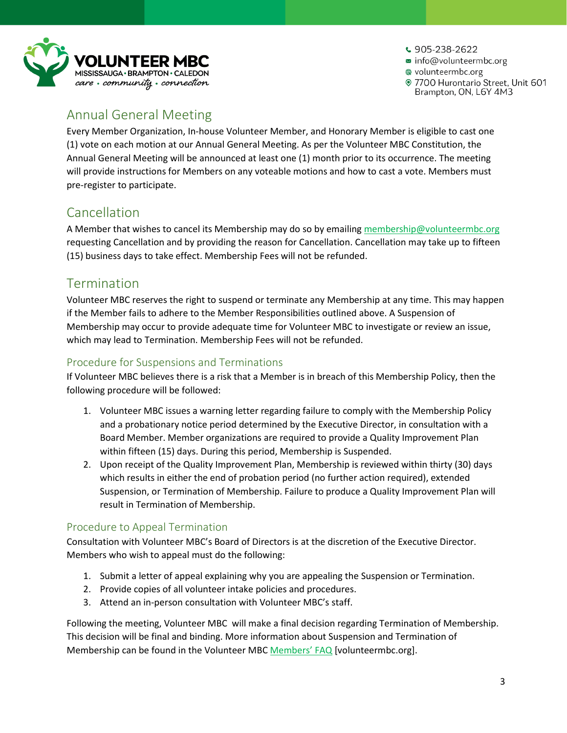## Annual General Meeting

Every Member Organization, In-house Volunteer Member, and Honorary Member is eligible to cast one (1) vote on each motion at our Annual General Meeting. As per the Volunteer MBC Constitution, the Annual General Meeting will be announced at least one (1) month prior to its occurrence. The meeting will provide instructions for Members on any voteable motions and how to cast a vote. Members must pre-register to participate.

## Cancellation

A Member that wishes to cancel its Membership may do so by emailing membership@volunteermbc.org requesting Cancellation and by providing the reason for Cancellation. Cancellation may take up to fifteen (15) business days to take effect. Membership Fees will not be refunded.

## Termination

Volunteer MBC reserves the right to suspend or terminate any Membership at any time. This may happen if the Member fails to adhere to the Member Responsibilities outlined above. A Suspension of Membership may occur to provide adequate time for Volunteer MBC to investigate or review an issue, which may lead to Termination. Membership Fees will not be refunded.

### Procedure for Suspensions and Terminations

If Volunteer MBC believes there is a risk that a Member is in breach of this Membership Policy, then the following procedure will be followed:

1. Volunteer MBC issues a warning letter regarding failure to comply with the Membership Policy and a probationary notice period determined by the Executive Director, in consultation with a Board Member. Member organizations are required to provide a Quality Improvement Plan within fifteen (15) days. During this period, Membership is Suspended.
2. Upon receipt of the Quality Improvement Plan, Membership is reviewed within thirty (30) days which results in either the end of probation period (no further action required), extended Suspension, or Termination of Membership. Failure to produce a Quality Improvement Plan will result in Termination of Membership.

### Procedure to Appeal Termination

Consultation with Volunteer MBC's Board of Directors is at the discretion of the Executive Director. Members who wish to appeal must do the following:

1. Submit a letter of appeal explaining why you are appealing the Suspension or Termination.
2. Provide copies of all volunteer intake policies and procedures.
3. Attend an in-person consultation with Volunteer MBC's staff.

Following the meeting, Volunteer MBC will make a final decision regarding Termination of Membership. This decision will be final and binding. More information about Suspension and Termination of Membership can be found in the Volunteer MBC Members' FAQ [volunteermbc.org].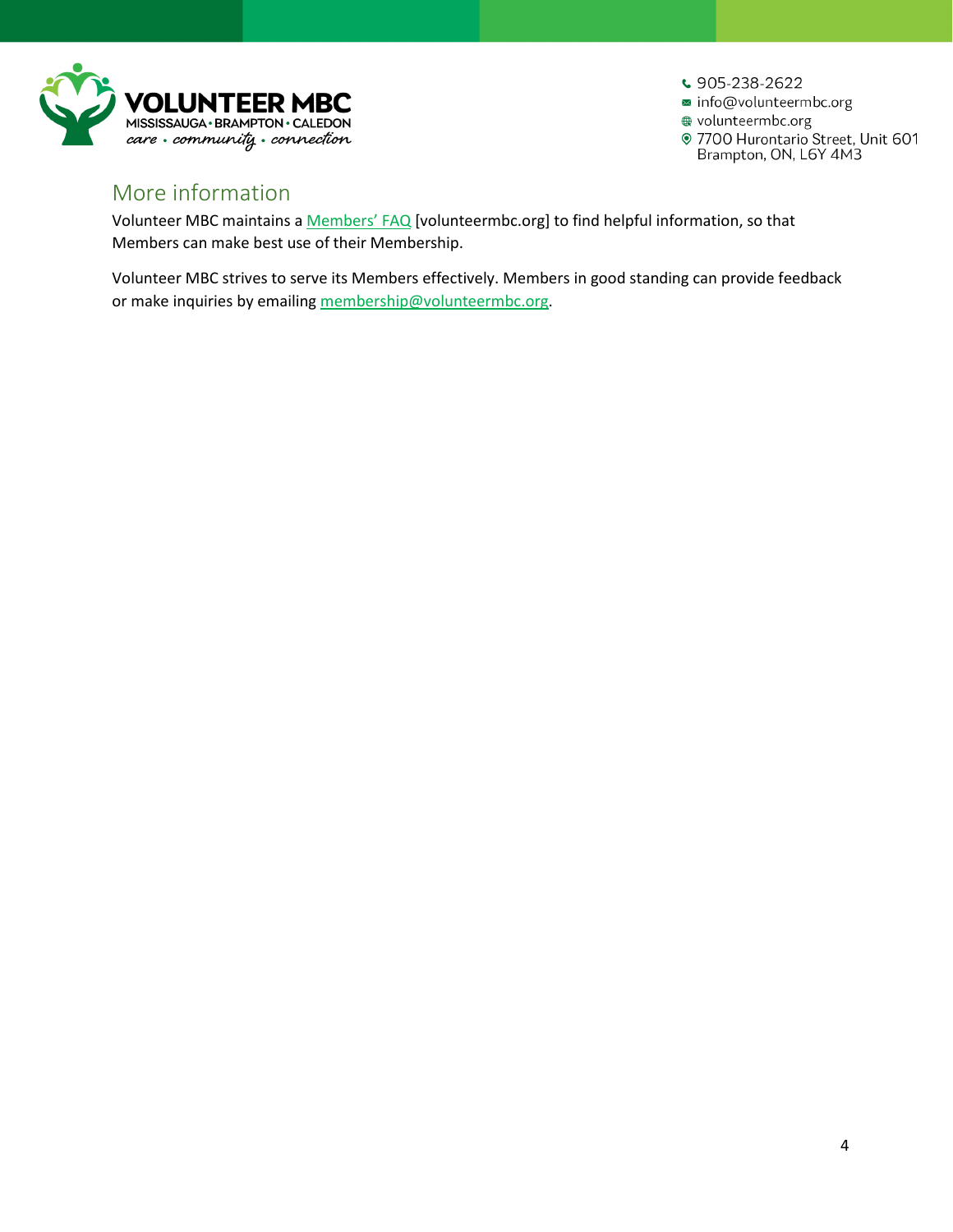## More information

Volunteer MBC maintains a Members' FAQ [volunteermbc.org] to find helpful information, so that Members can make best use of their Membership.

Volunteer MBC strives to serve its Members effectively. Members in good standing can provide feedback or make inquiries by emailing membership@volunteermbc.org.